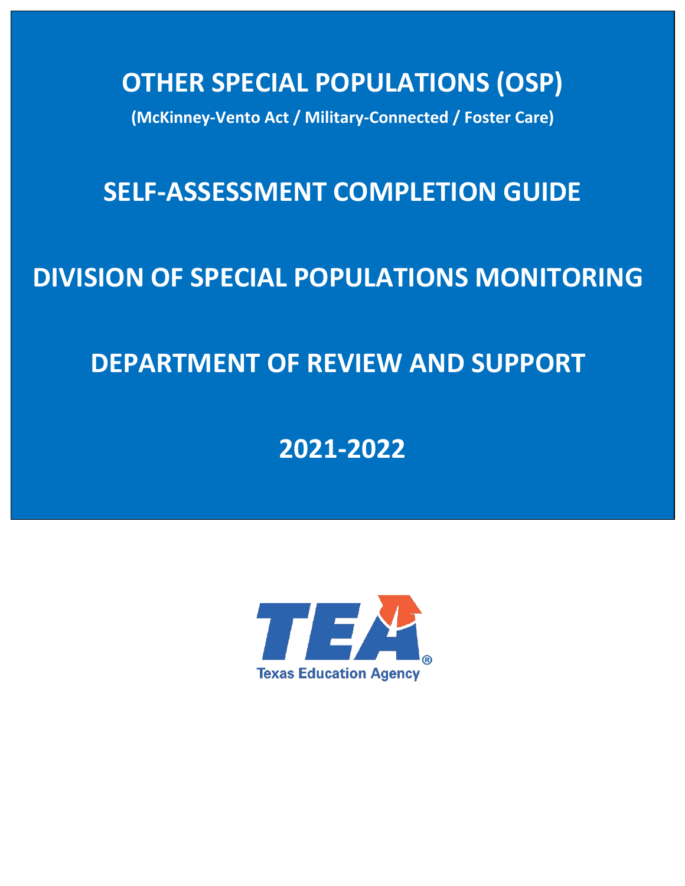# OTHER SPECIAL POPULATIONS (OSP)

**(McKinney-Vento Act / Military-Connected / Foster Care)**

# SELF-ASSESSMENT COMPLETION GUIDE

# DIVISION OF SPECIAL POPULATIONS MONITORING

# DEPARTMENT OF REVIEW AND SUPPORT

# 2021-2022

TEA®

Texas Education Agency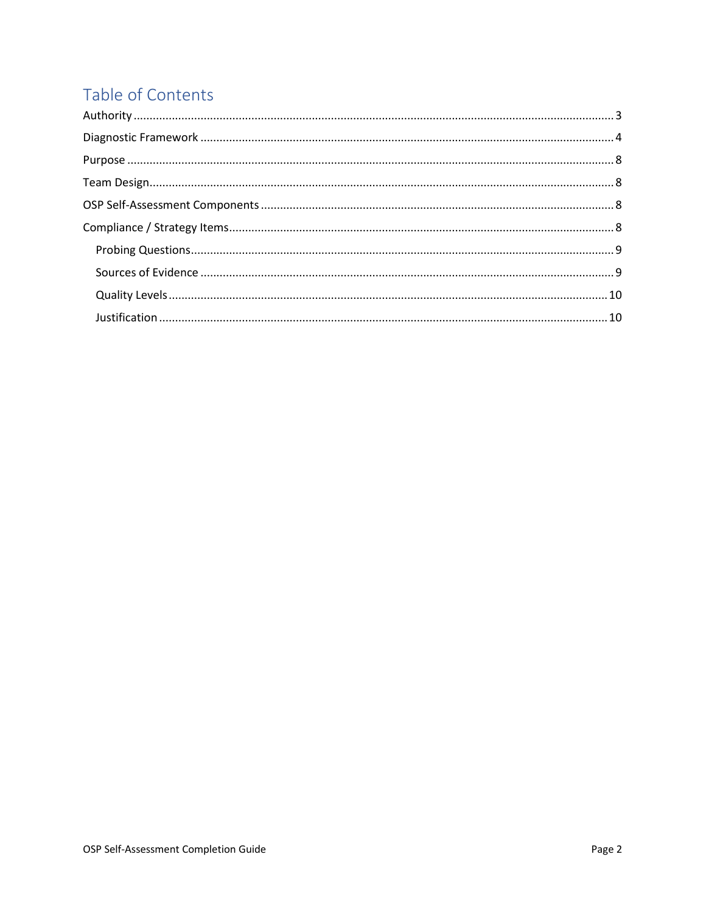# Table of Contents

Authority .......................................................................................................................................... 3

Diagnostic Framework ....................................................................................................................... 4

Purpose .............................................................................................................................................. 8

Team Design ....................................................................................................................................... 8

OSP Self-Assessment Components .................................................................................................... 8

Compliance / Strategy Items ............................................................................................................. 8

- Probing Questions ........................................................................................................................... 9
- Sources of Evidence ........................................................................................................................ 9
- Quality Levels ................................................................................................................................ 10
- Justification ................................................................................................................................... 10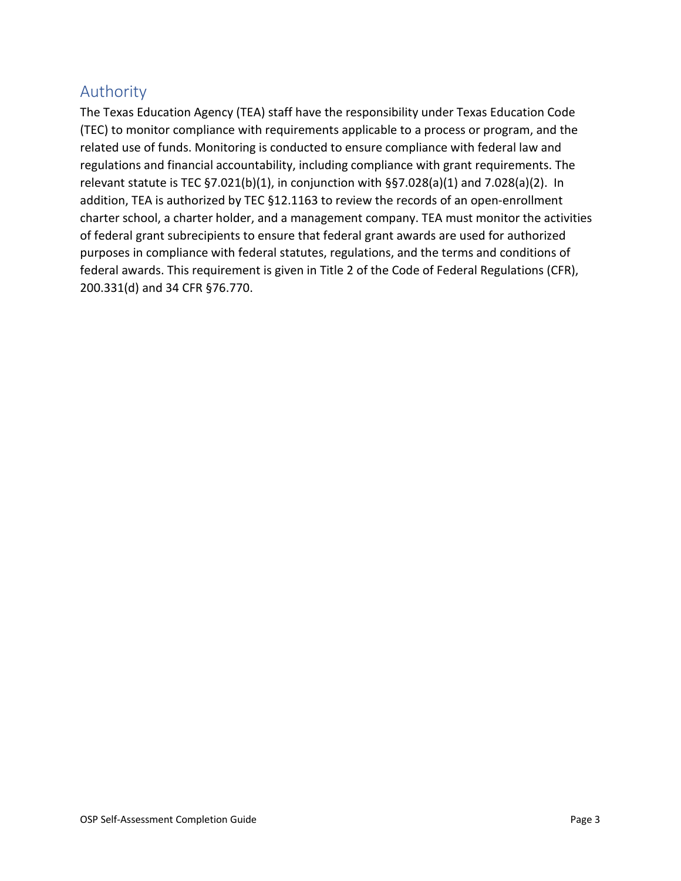## Authority

The Texas Education Agency (TEA) staff have the responsibility under Texas Education Code (TEC) to monitor compliance with requirements applicable to a process or program, and the related use of funds. Monitoring is conducted to ensure compliance with federal law and regulations and financial accountability, including compliance with grant requirements. The relevant statute is TEC §7.021(b)(1), in conjunction with §§7.028(a)(1) and 7.028(a)(2). In addition, TEA is authorized by TEC §12.1163 to review the records of an open-enrollment charter school, a charter holder, and a management company. TEA must monitor the activities of federal grant subrecipients to ensure that federal grant awards are used for authorized purposes in compliance with federal statutes, regulations, and the terms and conditions of federal awards. This requirement is given in Title 2 of the Code of Federal Regulations (CFR), 200.331(d) and 34 CFR §76.770.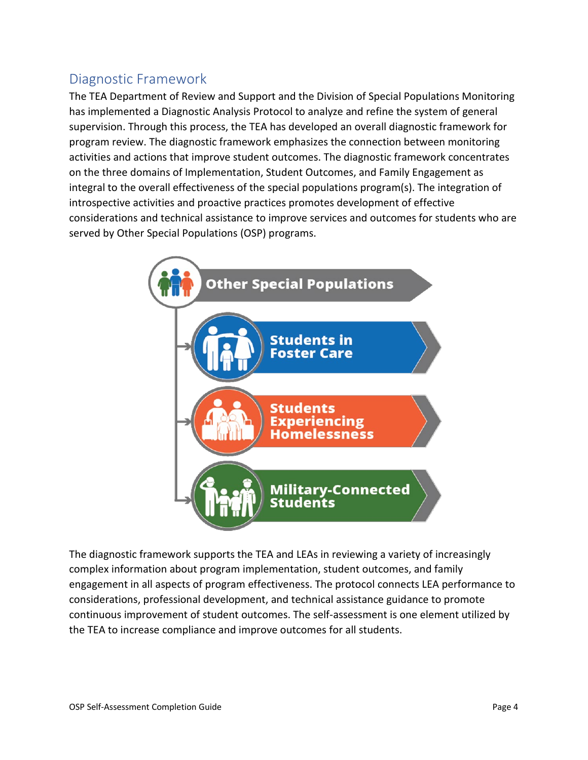## Diagnostic Framework

The TEA Department of Review and Support and the Division of Special Populations Monitoring has implemented a Diagnostic Analysis Protocol to analyze and refine the system of general supervision. Through this process, the TEA has developed an overall diagnostic framework for program review. The diagnostic framework emphasizes the connection between monitoring activities and actions that improve student outcomes. The diagnostic framework concentrates on the three domains of Implementation, Student Outcomes, and Family Engagement as integral to the overall effectiveness of the special populations program(s). The integration of introspective activities and proactive practices promotes development of effective considerations and technical assistance to improve services and outcomes for students who are served by Other Special Populations (OSP) programs.

- Other Special Populations
  - Students in Foster Care
  - Students Experiencing Homelessness
  - Military-Connected Students

The diagnostic framework supports the TEA and LEAs in reviewing a variety of increasingly complex information about program implementation, student outcomes, and family engagement in all aspects of program effectiveness. The protocol connects LEA performance to considerations, professional development, and technical assistance guidance to promote continuous improvement of student outcomes. The self-assessment is one element utilized by the TEA to increase compliance and improve outcomes for all students.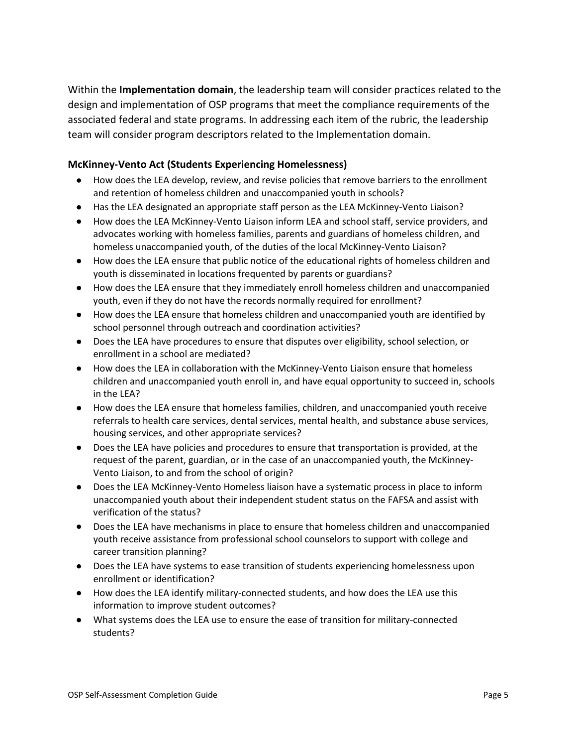Within the **Implementation domain**, the leadership team will consider practices related to the design and implementation of OSP programs that meet the compliance requirements of the associated federal and state programs. In addressing each item of the rubric, the leadership team will consider program descriptors related to the Implementation domain.

### McKinney-Vento Act (Students Experiencing Homelessness)

- How does the LEA develop, review, and revise policies that remove barriers to the enrollment and retention of homeless children and unaccompanied youth in schools?
- Has the LEA designated an appropriate staff person as the LEA McKinney-Vento Liaison?
- How does the LEA McKinney-Vento Liaison inform LEA and school staff, service providers, and advocates working with homeless families, parents and guardians of homeless children, and homeless unaccompanied youth, of the duties of the local McKinney-Vento Liaison?
- How does the LEA ensure that public notice of the educational rights of homeless children and youth is disseminated in locations frequented by parents or guardians?
- How does the LEA ensure that they immediately enroll homeless children and unaccompanied youth, even if they do not have the records normally required for enrollment?
- How does the LEA ensure that homeless children and unaccompanied youth are identified by school personnel through outreach and coordination activities?
- Does the LEA have procedures to ensure that disputes over eligibility, school selection, or enrollment in a school are mediated?
- How does the LEA in collaboration with the McKinney-Vento Liaison ensure that homeless children and unaccompanied youth enroll in, and have equal opportunity to succeed in, schools in the LEA?
- How does the LEA ensure that homeless families, children, and unaccompanied youth receive referrals to health care services, dental services, mental health, and substance abuse services, housing services, and other appropriate services?
- Does the LEA have policies and procedures to ensure that transportation is provided, at the request of the parent, guardian, or in the case of an unaccompanied youth, the McKinney-Vento Liaison, to and from the school of origin?
- Does the LEA McKinney-Vento Homeless liaison have a systematic process in place to inform unaccompanied youth about their independent student status on the FAFSA and assist with verification of the status?
- Does the LEA have mechanisms in place to ensure that homeless children and unaccompanied youth receive assistance from professional school counselors to support with college and career transition planning?
- Does the LEA have systems to ease transition of students experiencing homelessness upon enrollment or identification?
- How does the LEA identify military-connected students, and how does the LEA use this information to improve student outcomes?
- What systems does the LEA use to ensure the ease of transition for military-connected students?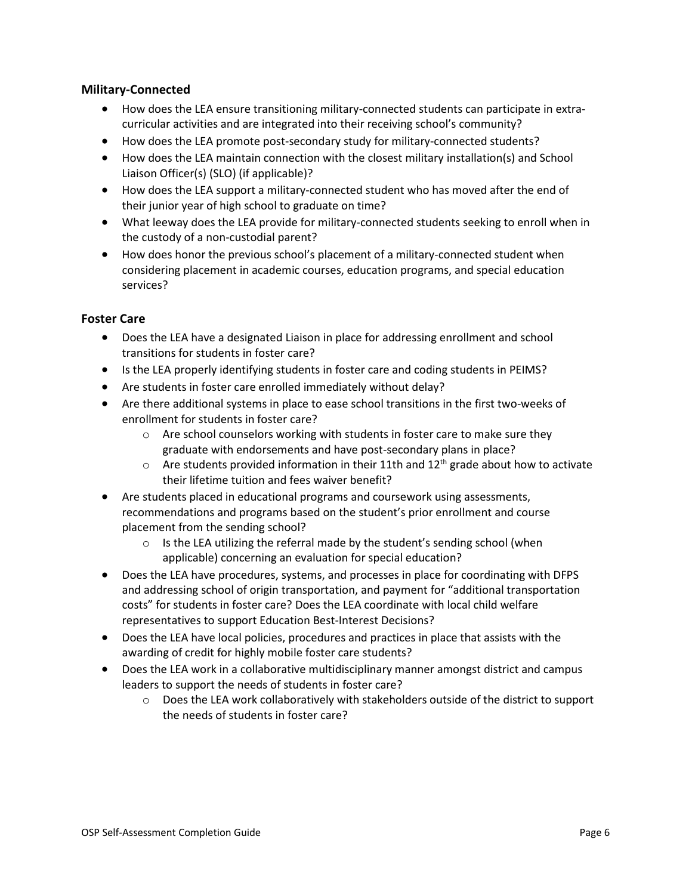### Military-Connected

- How does the LEA ensure transitioning military-connected students can participate in extra-curricular activities and are integrated into their receiving school's community?
- How does the LEA promote post-secondary study for military-connected students?
- How does the LEA maintain connection with the closest military installation(s) and School Liaison Officer(s) (SLO) (if applicable)?
- How does the LEA support a military-connected student who has moved after the end of their junior year of high school to graduate on time?
- What leeway does the LEA provide for military-connected students seeking to enroll when in the custody of a non-custodial parent?
- How does honor the previous school's placement of a military-connected student when considering placement in academic courses, education programs, and special education services?

### Foster Care

- Does the LEA have a designated Liaison in place for addressing enrollment and school transitions for students in foster care?
- Is the LEA properly identifying students in foster care and coding students in PEIMS?
- Are students in foster care enrolled immediately without delay?
- Are there additional systems in place to ease school transitions in the first two-weeks of enrollment for students in foster care?
    - Are school counselors working with students in foster care to make sure they graduate with endorsements and have post-secondary plans in place?
    - Are students provided information in their 11th and 12th grade about how to activate their lifetime tuition and fees waiver benefit?
- Are students placed in educational programs and coursework using assessments, recommendations and programs based on the student's prior enrollment and course placement from the sending school?
    - Is the LEA utilizing the referral made by the student's sending school (when applicable) concerning an evaluation for special education?
- Does the LEA have procedures, systems, and processes in place for coordinating with DFPS and addressing school of origin transportation, and payment for "additional transportation costs" for students in foster care? Does the LEA coordinate with local child welfare representatives to support Education Best-Interest Decisions?
- Does the LEA have local policies, procedures and practices in place that assists with the awarding of credit for highly mobile foster care students?
- Does the LEA work in a collaborative multidisciplinary manner amongst district and campus leaders to support the needs of students in foster care?
    - Does the LEA work collaboratively with stakeholders outside of the district to support the needs of students in foster care?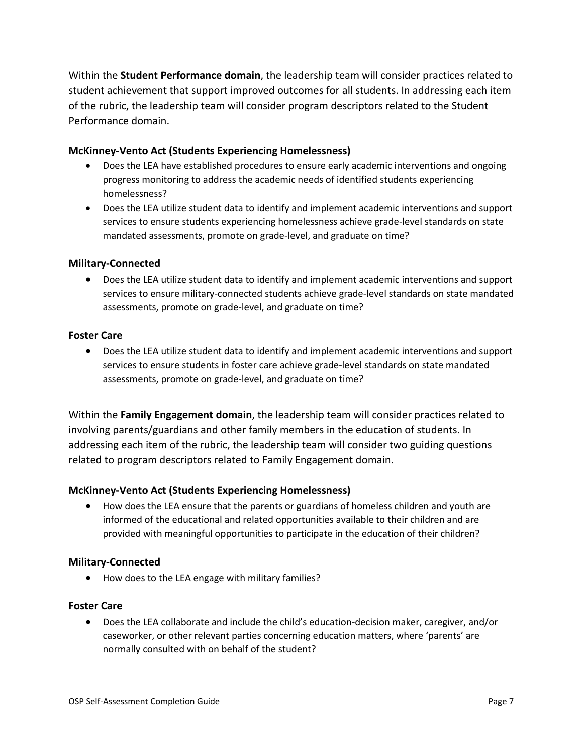Within the **Student Performance domain**, the leadership team will consider practices related to student achievement that support improved outcomes for all students. In addressing each item of the rubric, the leadership team will consider program descriptors related to the Student Performance domain.

**McKinney-Vento Act (Students Experiencing Homelessness)**

- Does the LEA have established procedures to ensure early academic interventions and ongoing progress monitoring to address the academic needs of identified students experiencing homelessness?
- Does the LEA utilize student data to identify and implement academic interventions and support services to ensure students experiencing homelessness achieve grade-level standards on state mandated assessments, promote on grade-level, and graduate on time?

**Military-Connected**

- Does the LEA utilize student data to identify and implement academic interventions and support services to ensure military-connected students achieve grade-level standards on state mandated assessments, promote on grade-level, and graduate on time?

**Foster Care**

- Does the LEA utilize student data to identify and implement academic interventions and support services to ensure students in foster care achieve grade-level standards on state mandated assessments, promote on grade-level, and graduate on time?

Within the **Family Engagement domain**, the leadership team will consider practices related to involving parents/guardians and other family members in the education of students. In addressing each item of the rubric, the leadership team will consider two guiding questions related to program descriptors related to Family Engagement domain.

**McKinney-Vento Act (Students Experiencing Homelessness)**

- How does the LEA ensure that the parents or guardians of homeless children and youth are informed of the educational and related opportunities available to their children and are provided with meaningful opportunities to participate in the education of their children?

**Military-Connected**

- How does to the LEA engage with military families?

**Foster Care**

- Does the LEA collaborate and include the child's education-decision maker, caregiver, and/or caseworker, or other relevant parties concerning education matters, where 'parents' are normally consulted with on behalf of the student?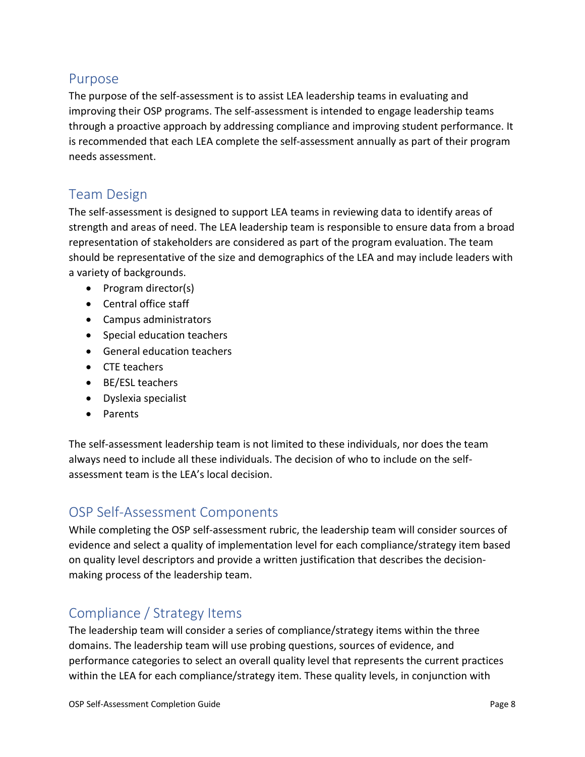## Purpose

The purpose of the self-assessment is to assist LEA leadership teams in evaluating and improving their OSP programs. The self-assessment is intended to engage leadership teams through a proactive approach by addressing compliance and improving student performance. It is recommended that each LEA complete the self-assessment annually as part of their program needs assessment.

## Team Design

The self-assessment is designed to support LEA teams in reviewing data to identify areas of strength and areas of need. The LEA leadership team is responsible to ensure data from a broad representation of stakeholders are considered as part of the program evaluation. The team should be representative of the size and demographics of the LEA and may include leaders with a variety of backgrounds.

- Program director(s)
- Central office staff
- Campus administrators
- Special education teachers
- General education teachers
- CTE teachers
- BE/ESL teachers
- Dyslexia specialist
- Parents

The self-assessment leadership team is not limited to these individuals, nor does the team always need to include all these individuals. The decision of who to include on the self-assessment team is the LEA's local decision.

## OSP Self-Assessment Components

While completing the OSP self-assessment rubric, the leadership team will consider sources of evidence and select a quality of implementation level for each compliance/strategy item based on quality level descriptors and provide a written justification that describes the decision-making process of the leadership team.

## Compliance / Strategy Items

The leadership team will consider a series of compliance/strategy items within the three domains. The leadership team will use probing questions, sources of evidence, and performance categories to select an overall quality level that represents the current practices within the LEA for each compliance/strategy item. These quality levels, in conjunction with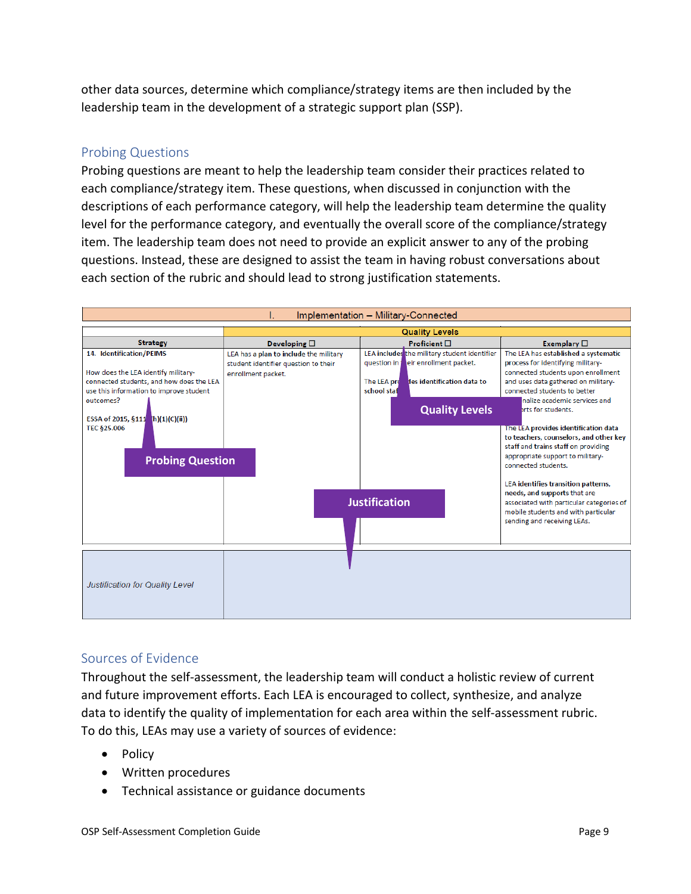other data sources, determine which compliance/strategy items are then included by the leadership team in the development of a strategic support plan (SSP).

## Probing Questions

Probing questions are meant to help the leadership team consider their practices related to each compliance/strategy item. These questions, when discussed in conjunction with the descriptions of each performance category, will help the leadership team determine the quality level for the performance category, and eventually the overall score of the compliance/strategy item. The leadership team does not need to provide an explicit answer to any of the probing questions. Instead, these are designed to assist the team in having robust conversations about each section of the rubric and should lead to strong justification statements.

| I. Implementation – Military-Connected | | | |
|---|---|---|---|
| | Quality Levels | | |
| Strategy | Developing ☐ | Proficient ☐ | Exemplary ☐ |
| 14. Identification/PEIMS<br><br>How does the LEA identify military-connected students, and how does the LEA use this information to improve student outcomes?<br><br>ESSA of 2015, §111 h)(1)(C)(ii))<br>TEC §25.006 | LEA has a plan to include the military student identifier question to their enrollment packet. | LEA includes the military student identifier question in eir enrollment packet.<br><br>The LEA pr des identification data to school sta | The LEA has established a systematic process for identifying military-connected students upon enrollment and uses data gathered on military-connected students to better nalize academic services and rts for students.<br><br>The LEA provides identification data to teachers, counselors, and other key staff and trains staff on providing appropriate support to military-connected students.<br><br>LEA identifies transition patterns, needs, and supports that are associated with particular categories of mobile students and with particular sending and receiving LEAs. |
| *Justification for Quality Level* | | | |

Callout labels: Probing Question; Quality Levels; Justification

## Sources of Evidence

Throughout the self-assessment, the leadership team will conduct a holistic review of current and future improvement efforts. Each LEA is encouraged to collect, synthesize, and analyze data to identify the quality of implementation for each area within the self-assessment rubric. To do this, LEAs may use a variety of sources of evidence:

- Policy
- Written procedures
- Technical assistance or guidance documents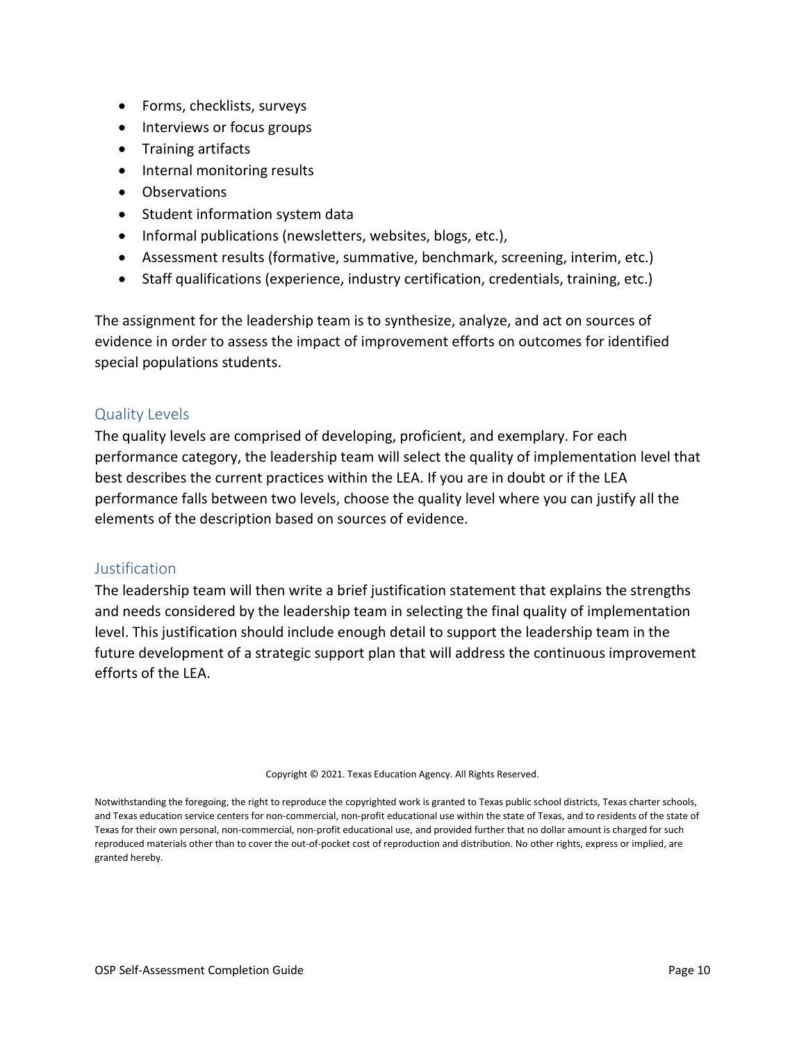- Forms, checklists, surveys
- Interviews or focus groups
- Training artifacts
- Internal monitoring results
- Observations
- Student information system data
- Informal publications (newsletters, websites, blogs, etc.),
- Assessment results (formative, summative, benchmark, screening, interim, etc.)
- Staff qualifications (experience, industry certification, credentials, training, etc.)

The assignment for the leadership team is to synthesize, analyze, and act on sources of evidence in order to assess the impact of improvement efforts on outcomes for identified special populations students.

## Quality Levels

The quality levels are comprised of developing, proficient, and exemplary. For each performance category, the leadership team will select the quality of implementation level that best describes the current practices within the LEA. If you are in doubt or if the LEA performance falls between two levels, choose the quality level where you can justify all the elements of the description based on sources of evidence.

## Justification

The leadership team will then write a brief justification statement that explains the strengths and needs considered by the leadership team in selecting the final quality of implementation level. This justification should include enough detail to support the leadership team in the future development of a strategic support plan that will address the continuous improvement efforts of the LEA.

Copyright © 2021. Texas Education Agency. All Rights Reserved.

Notwithstanding the foregoing, the right to reproduce the copyrighted work is granted to Texas public school districts, Texas charter schools, and Texas education service centers for non-commercial, non-profit educational use within the state of Texas, and to residents of the state of Texas for their own personal, non-commercial, non-profit educational use, and provided further that no dollar amount is charged for such reproduced materials other than to cover the out-of-pocket cost of reproduction and distribution. No other rights, express or implied, are granted hereby.